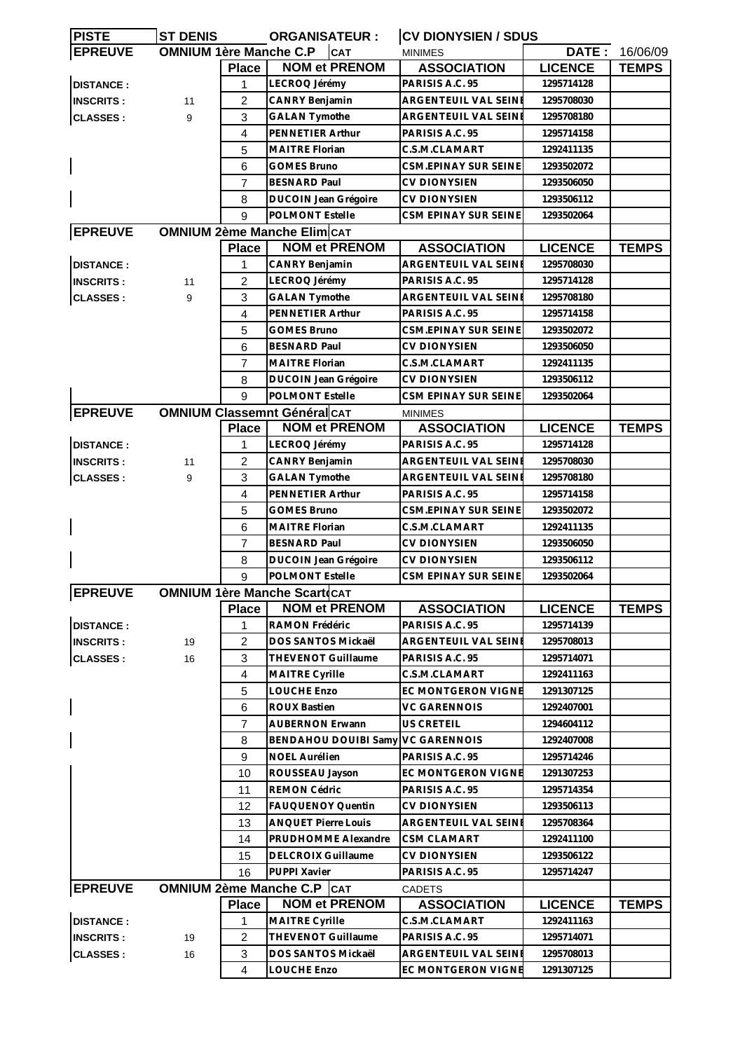| PISTE | ST DENIS | ORGANISATEUR : | CV DIONYSIEN / SDUS | | |
|---|---|---|---|---|---|
| EPREUVE | OMNIUM 1ère Manche C.P | CAT | MINIMES | DATE : | 16/06/09 |

| EPREUVE | OMNIUM 1ère Manche C.P | | | | |
|---|---|---|---|---|---|
| | | Place | NOM et PRENOM | ASSOCIATION | LICENCE | TEMPS |
| DISTANCE : | | 1 | LECROQ Jérémy | PARISIS A.C. 95 | 1295714128 | |
| INSCRITS : | 11 | 2 | CANRY Benjamin | ARGENTEUIL VAL SEINE | 1295708030 | |
| CLASSES : | 9 | 3 | GALAN Tymothe | ARGENTEUIL VAL SEINE | 1295708180 | |
| | | 4 | PENNETIER Arthur | PARISIS A.C. 95 | 1295714158 | |
| | | 5 | MAITRE Florian | C.S.M.CLAMART | 1292411135 | |
| | | 6 | GOMES Bruno | CSM.EPINAY SUR SEINE | 1293502072 | |
| | | 7 | BESNARD Paul | CV DIONYSIEN | 1293506050 | |
| | | 8 | DUCOIN Jean Grégoire | CV DIONYSIEN | 1293506112 | |
| | | 9 | POLMONT Estelle | CSM EPINAY SUR SEINE | 1293502064 | |

| EPREUVE | OMNIUM 2ème Manche Elim | CAT | | | | |
|---|---|---|---|---|---|---|
| | | Place | NOM et PRENOM | ASSOCIATION | LICENCE | TEMPS |
| DISTANCE : | | 1 | CANRY Benjamin | ARGENTEUIL VAL SEINE | 1295708030 | |
| INSCRITS : | 11 | 2 | LECROQ Jérémy | PARISIS A.C. 95 | 1295714128 | |
| CLASSES : | 9 | 3 | GALAN Tymothe | ARGENTEUIL VAL SEINE | 1295708180 | |
| | | 4 | PENNETIER Arthur | PARISIS A.C. 95 | 1295714158 | |
| | | 5 | GOMES Bruno | CSM.EPINAY SUR SEINE | 1293502072 | |
| | | 6 | BESNARD Paul | CV DIONYSIEN | 1293506050 | |
| | | 7 | MAITRE Florian | C.S.M.CLAMART | 1292411135 | |
| | | 8 | DUCOIN Jean Grégoire | CV DIONYSIEN | 1293506112 | |
| | | 9 | POLMONT Estelle | CSM EPINAY SUR SEINE | 1293502064 | |

| EPREUVE | OMNIUM Classemnt Général | CAT | MINIMES | | | |
|---|---|---|---|---|---|---|
| | | Place | NOM et PRENOM | ASSOCIATION | LICENCE | TEMPS |
| DISTANCE : | | 1 | LECROQ Jérémy | PARISIS A.C. 95 | 1295714128 | |
| INSCRITS : | 11 | 2 | CANRY Benjamin | ARGENTEUIL VAL SEINE | 1295708030 | |
| CLASSES : | 9 | 3 | GALAN Tymothe | ARGENTEUIL VAL SEINE | 1295708180 | |
| | | 4 | PENNETIER Arthur | PARISIS A.C. 95 | 1295714158 | |
| | | 5 | GOMES Bruno | CSM.EPINAY SUR SEINE | 1293502072 | |
| | | 6 | MAITRE Florian | C.S.M.CLAMART | 1292411135 | |
| | | 7 | BESNARD Paul | CV DIONYSIEN | 1293506050 | |
| | | 8 | DUCOIN Jean Grégoire | CV DIONYSIEN | 1293506112 | |
| | | 9 | POLMONT Estelle | CSM EPINAY SUR SEINE | 1293502064 | |

| EPREUVE | OMNIUM 1ère Manche Scratch | CAT | | | | |
|---|---|---|---|---|---|---|
| | | Place | NOM et PRENOM | ASSOCIATION | LICENCE | TEMPS |
| DISTANCE : | | 1 | RAMON Frédéric | PARISIS A.C. 95 | 1295714139 | |
| INSCRITS : | 19 | 2 | DOS SANTOS Mickaël | ARGENTEUIL VAL SEINE | 1295708013 | |
| CLASSES : | 16 | 3 | THEVENOT Guillaume | PARISIS A.C. 95 | 1295714071 | |
| | | 4 | MAITRE Cyrille | C.S.M.CLAMART | 1292411163 | |
| | | 5 | LOUCHE Enzo | EC MONTGERON VIGNEUX | 1291307125 | |
| | | 6 | ROUX Bastien | VC GARENNOIS | 1292407001 | |
| | | 7 | AUBERNON Erwann | US CRETEIL | 1294604112 | |
| | | 8 | BENDAHOU DOUIBI Samy | VC GARENNOIS | 1292407008 | |
| | | 9 | NOEL Aurélien | PARISIS A.C. 95 | 1295714246 | |
| | | 10 | ROUSSEAU Jayson | EC MONTGERON VIGNEUX | 1291307253 | |
| | | 11 | REMON Cédric | PARISIS A.C. 95 | 1295714354 | |
| | | 12 | FAUQUENOY Quentin | CV DIONYSIEN | 1293506113 | |
| | | 13 | ANQUET Pierre Louis | ARGENTEUIL VAL SEINE | 1295708364 | |
| | | 14 | PRUDHOMME Alexandre | CSM CLAMART | 1292411100 | |
| | | 15 | DELCROIX Guillaume | CV DIONYSIEN | 1293506122 | |
| | | 16 | PUPPI Xavier | PARISIS A.C. 95 | 1295714247 | |

| EPREUVE | OMNIUM 2ème Manche C.P | CAT | CADETS | | | |
|---|---|---|---|---|---|---|
| | | Place | NOM et PRENOM | ASSOCIATION | LICENCE | TEMPS |
| DISTANCE : | | 1 | MAITRE Cyrille | C.S.M.CLAMART | 1292411163 | |
| INSCRITS : | 19 | 2 | THEVENOT Guillaume | PARISIS A.C. 95 | 1295714071 | |
| CLASSES : | 16 | 3 | DOS SANTOS Mickaël | ARGENTEUIL VAL SEINE | 1295708013 | |
| | | 4 | LOUCHE Enzo | EC MONTGERON VIGNEUX | 1291307125 | |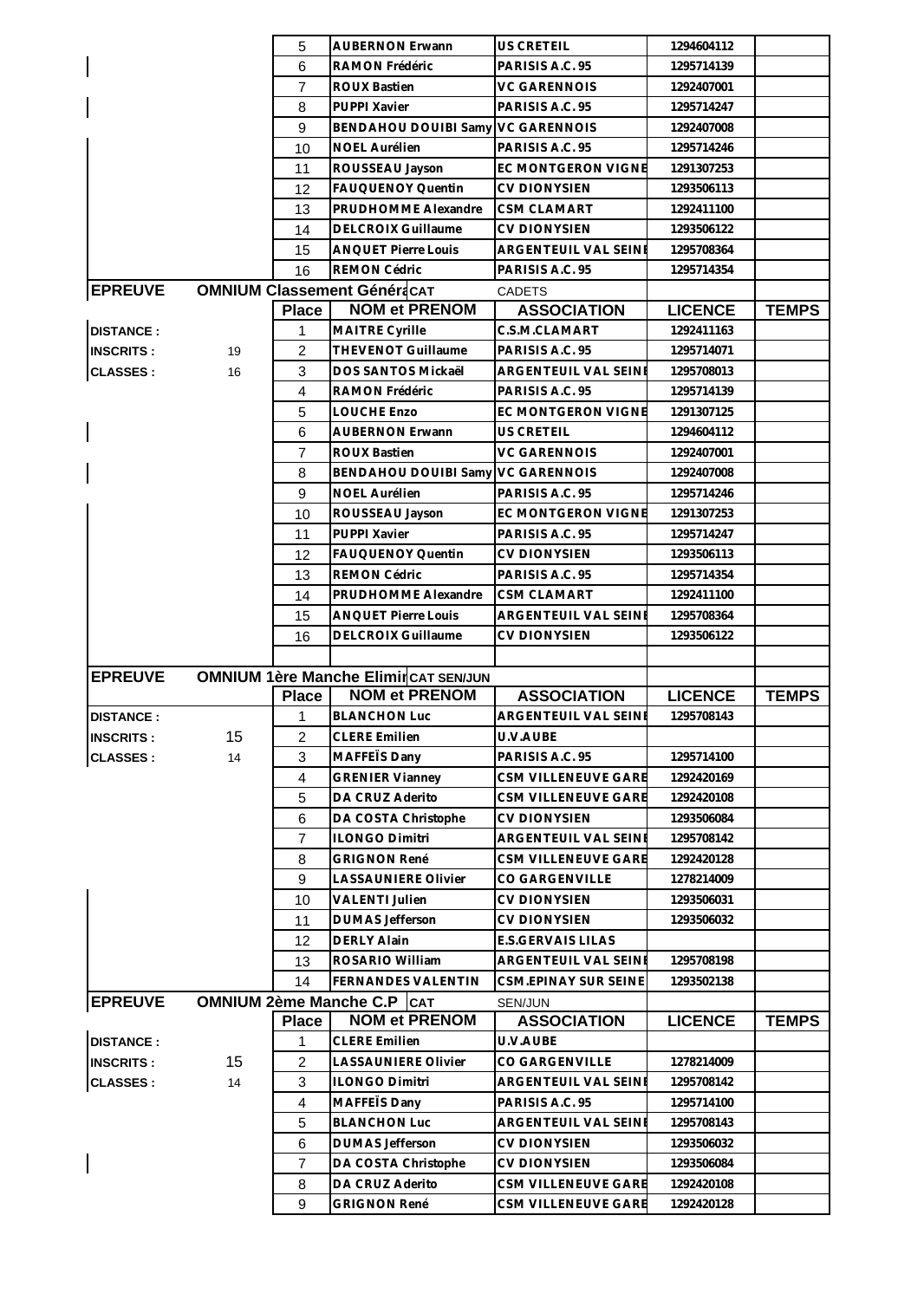| | | Place | NOM et PRENOM | ASSOCIATION | LICENCE | TEMPS |
|---|---|---|---|---|---|---|
| | | 5 | AUBERNON Erwann | US CRETEIL | 1294604112 | |
| | | 6 | RAMON Frédéric | PARISIS A.C. 95 | 1295714139 | |
| | | 7 | ROUX Bastien | VC GARENNOIS | 1292407001 | |
| | | 8 | PUPPI Xavier | PARISIS A.C. 95 | 1295714247 | |
| | | 9 | BENDAHOU DOUIBI Samy | VC GARENNOIS | 1292407008 | |
| | | 10 | NOEL Aurélien | PARISIS A.C. 95 | 1295714246 | |
| | | 11 | ROUSSEAU Jayson | EC MONTGERON VIGNE | 1291307253 | |
| | | 12 | FAUQUENOY Quentin | CV DIONYSIEN | 1293506113 | |
| | | 13 | PRUDHOMME Alexandre | CSM CLAMART | 1292411100 | |
| | | 14 | DELCROIX Guillaume | CV DIONYSIEN | 1293506122 | |
| | | 15 | ANQUET Pierre Louis | ARGENTEUIL VAL SEINE | 1295708364 | |
| | | 16 | REMON Cédric | PARISIS A.C. 95 | 1295714354 | |

**EPREUVE** OMNIUM Classement Général — CAT CADETS

| | | Place | NOM et PRENOM | ASSOCIATION | LICENCE | TEMPS |
|---|---|---|---|---|---|---|
| DISTANCE : | | 1 | MAITRE Cyrille | C.S.M.CLAMART | 1292411163 | |
| INSCRITS : | 19 | 2 | THEVENOT Guillaume | PARISIS A.C. 95 | 1295714071 | |
| CLASSES : | 16 | 3 | DOS SANTOS Mickaël | ARGENTEUIL VAL SEINE | 1295708013 | |
| | | 4 | RAMON Frédéric | PARISIS A.C. 95 | 1295714139 | |
| | | 5 | LOUCHE Enzo | EC MONTGERON VIGNE | 1291307125 | |
| | | 6 | AUBERNON Erwann | US CRETEIL | 1294604112 | |
| | | 7 | ROUX Bastien | VC GARENNOIS | 1292407001 | |
| | | 8 | BENDAHOU DOUIBI Samy | VC GARENNOIS | 1292407008 | |
| | | 9 | NOEL Aurélien | PARISIS A.C. 95 | 1295714246 | |
| | | 10 | ROUSSEAU Jayson | EC MONTGERON VIGNE | 1291307253 | |
| | | 11 | PUPPI Xavier | PARISIS A.C. 95 | 1295714247 | |
| | | 12 | FAUQUENOY Quentin | CV DIONYSIEN | 1293506113 | |
| | | 13 | REMON Cédric | PARISIS A.C. 95 | 1295714354 | |
| | | 14 | PRUDHOMME Alexandre | CSM CLAMART | 1292411100 | |
| | | 15 | ANQUET Pierre Louis | ARGENTEUIL VAL SEINE | 1295708364 | |
| | | 16 | DELCROIX Guillaume | CV DIONYSIEN | 1293506122 | |

**EPREUVE** OMNIUM 1ère Manche Elimin — CAT SEN/JUN

| | | Place | NOM et PRENOM | ASSOCIATION | LICENCE | TEMPS |
|---|---|---|---|---|---|---|
| DISTANCE : | | 1 | BLANCHON Luc | ARGENTEUIL VAL SEINE | 1295708143 | |
| INSCRITS : | 15 | 2 | CLERE Emilien | U.V.AUBE | | |
| CLASSES : | 14 | 3 | MAFFEÏS Dany | PARISIS A.C. 95 | 1295714100 | |
| | | 4 | GRENIER Vianney | CSM VILLENEUVE GARE | 1292420169 | |
| | | 5 | DA CRUZ Aderito | CSM VILLENEUVE GARE | 1292420108 | |
| | | 6 | DA COSTA Christophe | CV DIONYSIEN | 1293506084 | |
| | | 7 | ILONGO Dimitri | ARGENTEUIL VAL SEINE | 1295708142 | |
| | | 8 | GRIGNON René | CSM VILLENEUVE GARE | 1292420128 | |
| | | 9 | LASSAUNIERE Olivier | CO GARGENVILLE | 1278214009 | |
| | | 10 | VALENTI Julien | CV DIONYSIEN | 1293506031 | |
| | | 11 | DUMAS Jefferson | CV DIONYSIEN | 1293506032 | |
| | | 12 | DERLY Alain | E.S.GERVAIS LILAS | | |
| | | 13 | ROSARIO William | ARGENTEUIL VAL SEINE | 1295708198 | |
| | | 14 | FERNANDES VALENTIN | CSM.EPINAY SUR SEINE | 1293502138 | |

**EPREUVE** OMNIUM 2ème Manche C.P — CAT SEN/JUN

| | | Place | NOM et PRENOM | ASSOCIATION | LICENCE | TEMPS |
|---|---|---|---|---|---|---|
| DISTANCE : | | 1 | CLERE Emilien | U.V.AUBE | | |
| INSCRITS : | 15 | 2 | LASSAUNIERE Olivier | CO GARGENVILLE | 1278214009 | |
| CLASSES : | 14 | 3 | ILONGO Dimitri | ARGENTEUIL VAL SEINE | 1295708142 | |
| | | 4 | MAFFEÏS Dany | PARISIS A.C. 95 | 1295714100 | |
| | | 5 | BLANCHON Luc | ARGENTEUIL VAL SEINE | 1295708143 | |
| | | 6 | DUMAS Jefferson | CV DIONYSIEN | 1293506032 | |
| | | 7 | DA COSTA Christophe | CV DIONYSIEN | 1293506084 | |
| | | 8 | DA CRUZ Aderito | CSM VILLENEUVE GARE | 1292420108 | |
| | | 9 | GRIGNON René | CSM VILLENEUVE GARE | 1292420128 | |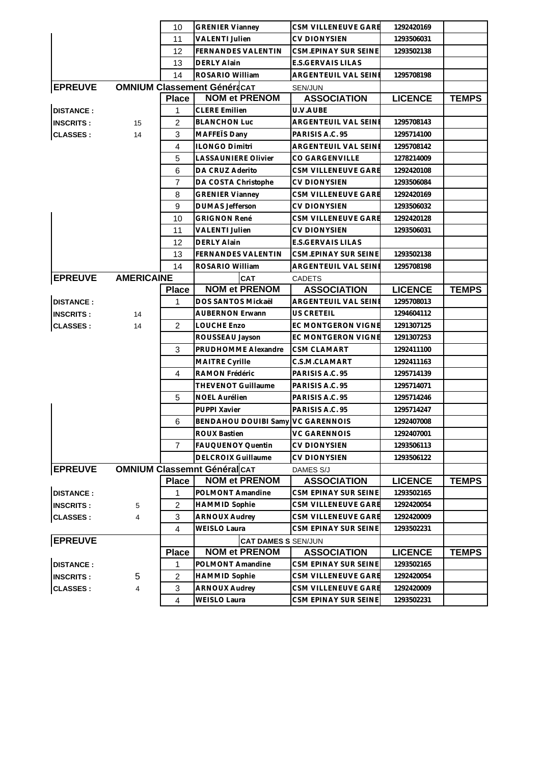| | | | | | | |
|---|---|---|---|---|---|---|
| | | 10 | GRENIER Vianney | CSM VILLENEUVE GARE | 1292420169 | |
| | | 11 | VALENTI Julien | CV DIONYSIEN | 1293506031 | |
| | | 12 | FERNANDES VALENTIN | CSM.EPINAY SUR SEINE | 1293502138 | |
| | | 13 | DERLY Alain | E.S.GERVAIS LILAS | | |
| | | 14 | ROSARIO William | ARGENTEUIL VAL SEINE | 1295708198 | |
| **EPREUVE** | **OMNIUM Classement Généra** | | **CAT** | SEN/JUN | | |
| | | **Place** | **NOM et PRENOM** | **ASSOCIATION** | **LICENCE** | **TEMPS** |
| **DISTANCE :** | | 1 | CLERE Emilien | U.V.AUBE | | |
| **INSCRITS :** | 15 | 2 | BLANCHON Luc | ARGENTEUIL VAL SEINE | 1295708143 | |
| **CLASSES :** | 14 | 3 | MAFFEÏS Dany | PARISIS A.C. 95 | 1295714100 | |
| | | 4 | ILONGO Dimitri | ARGENTEUIL VAL SEINE | 1295708142 | |
| | | 5 | LASSAUNIERE Olivier | CO GARGENVILLE | 1278214009 | |
| | | 6 | DA CRUZ Aderito | CSM VILLENEUVE GARE | 1292420108 | |
| | | 7 | DA COSTA Christophe | CV DIONYSIEN | 1293506084 | |
| | | 8 | GRENIER Vianney | CSM VILLENEUVE GARE | 1292420169 | |
| | | 9 | DUMAS Jefferson | CV DIONYSIEN | 1293506032 | |
| | | 10 | GRIGNON René | CSM VILLENEUVE GARE | 1292420128 | |
| | | 11 | VALENTI Julien | CV DIONYSIEN | 1293506031 | |
| | | 12 | DERLY Alain | E.S.GERVAIS LILAS | | |
| | | 13 | FERNANDES VALENTIN | CSM.EPINAY SUR SEINE | 1293502138 | |
| | | 14 | ROSARIO William | ARGENTEUIL VAL SEINE | 1295708198 | |
| **EPREUVE** | **AMERICAINE** | | **CAT** | CADETS | | |
| | | **Place** | **NOM et PRENOM** | **ASSOCIATION** | **LICENCE** | **TEMPS** |
| **DISTANCE :** | | 1 | DOS SANTOS Mickaël | ARGENTEUIL VAL SEINE | 1295708013 | |
| **INSCRITS :** | 14 | | AUBERNON Erwann | US CRETEIL | 1294604112 | |
| **CLASSES :** | 14 | 2 | LOUCHE Enzo | EC MONTGERON VIGNE | 1291307125 | |
| | | | ROUSSEAU Jayson | EC MONTGERON VIGNE | 1291307253 | |
| | | 3 | PRUDHOMME Alexandre | CSM CLAMART | 1292411100 | |
| | | | MAITRE Cyrille | C.S.M.CLAMART | 1292411163 | |
| | | 4 | RAMON Frédéric | PARISIS A.C. 95 | 1295714139 | |
| | | | THEVENOT Guillaume | PARISIS A.C. 95 | 1295714071 | |
| | | 5 | NOEL Aurélien | PARISIS A.C. 95 | 1295714246 | |
| | | | PUPPI Xavier | PARISIS A.C. 95 | 1295714247 | |
| | | 6 | BENDAHOU DOUIBI Samy | VC GARENNOIS | 1292407008 | |
| | | | ROUX Bastien | VC GARENNOIS | 1292407001 | |
| | | 7 | FAUQUENOY Quentin | CV DIONYSIEN | 1293506113 | |
| | | | DELCROIX Guillaume | CV DIONYSIEN | 1293506122 | |
| **EPREUVE** | **OMNIUM Classemnt Général** | | **CAT** | DAMES S/J | | |
| | | **Place** | **NOM et PRENOM** | **ASSOCIATION** | **LICENCE** | **TEMPS** |
| **DISTANCE :** | | 1 | POLMONT Amandine | CSM EPINAY SUR SEINE | 1293502165 | |
| **INSCRITS :** | 5 | 2 | HAMMID Sophie | CSM VILLENEUVE GARE | 1292420054 | |
| **CLASSES :** | 4 | 3 | ARNOUX Audrey | CSM VILLENEUVE GARE | 1292420009 | |
| | | 4 | WEISLO Laura | CSM EPINAY SUR SEINE | 1293502231 | |
| **EPREUVE** | | | **CAT DAMES S** | SEN/JUN | | |
| | | **Place** | **NOM et PRENOM** | **ASSOCIATION** | **LICENCE** | **TEMPS** |
| **DISTANCE :** | | 1 | POLMONT Amandine | CSM EPINAY SUR SEINE | 1293502165 | |
| **INSCRITS :** | 5 | 2 | HAMMID Sophie | CSM VILLENEUVE GARE | 1292420054 | |
| **CLASSES :** | 4 | 3 | ARNOUX Audrey | CSM VILLENEUVE GARE | 1292420009 | |
| | | 4 | WEISLO Laura | CSM EPINAY SUR SEINE | 1293502231 | |